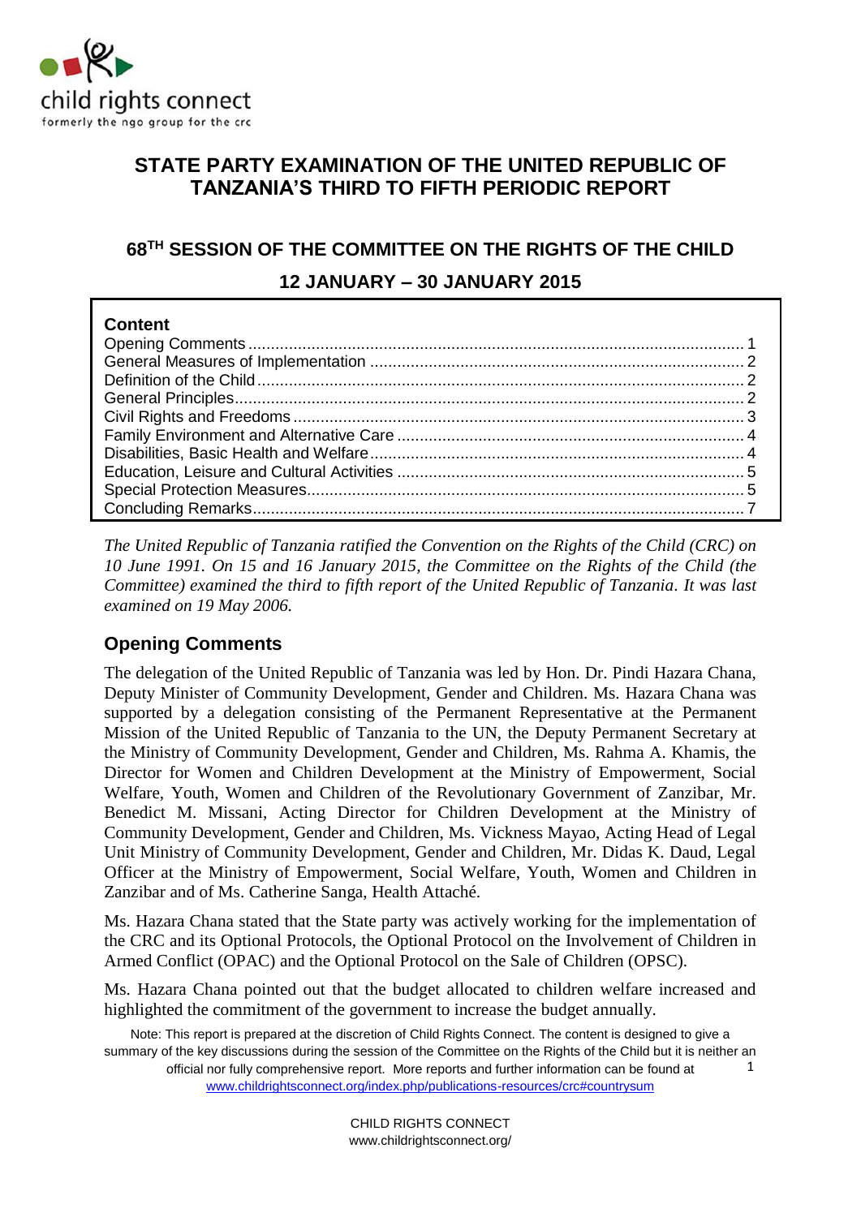child rights connect
formerly the ngo group for the crc

# STATE PARTY EXAMINATION OF THE UNITED REPUBLIC OF TANZANIA'S THIRD TO FIFTH PERIODIC REPORT

## 68TH SESSION OF THE COMMITTEE ON THE RIGHTS OF THE CHILD

## 12 JANUARY – 30 JANUARY 2015

**Content**

- Opening Comments ..... 1
- General Measures of Implementation ..... 2
- Definition of the Child ..... 2
- General Principles ..... 2
- Civil Rights and Freedoms ..... 3
- Family Environment and Alternative Care ..... 4
- Disabilities, Basic Health and Welfare ..... 4
- Education, Leisure and Cultural Activities ..... 5
- Special Protection Measures ..... 5
- Concluding Remarks ..... 7

*The United Republic of Tanzania ratified the Convention on the Rights of the Child (CRC) on 10 June 1991. On 15 and 16 January 2015, the Committee on the Rights of the Child (the Committee) examined the third to fifth report of the United Republic of Tanzania. It was last examined on 19 May 2006.*

## Opening Comments

The delegation of the United Republic of Tanzania was led by Hon. Dr. Pindi Hazara Chana, Deputy Minister of Community Development, Gender and Children. Ms. Hazara Chana was supported by a delegation consisting of the Permanent Representative at the Permanent Mission of the United Republic of Tanzania to the UN, the Deputy Permanent Secretary at the Ministry of Community Development, Gender and Children, Ms. Rahma A. Khamis, the Director for Women and Children Development at the Ministry of Empowerment, Social Welfare, Youth, Women and Children of the Revolutionary Government of Zanzibar, Mr. Benedict M. Missani, Acting Director for Children Development at the Ministry of Community Development, Gender and Children, Ms. Vickness Mayao, Acting Head of Legal Unit Ministry of Community Development, Gender and Children, Mr. Didas K. Daud, Legal Officer at the Ministry of Empowerment, Social Welfare, Youth, Women and Children in Zanzibar and of Ms. Catherine Sanga, Health Attaché.

Ms. Hazara Chana stated that the State party was actively working for the implementation of the CRC and its Optional Protocols, the Optional Protocol on the Involvement of Children in Armed Conflict (OPAC) and the Optional Protocol on the Sale of Children (OPSC).

Ms. Hazara Chana pointed out that the budget allocated to children welfare increased and highlighted the commitment of the government to increase the budget annually.

Note: This report is prepared at the discretion of Child Rights Connect. The content is designed to give a summary of the key discussions during the session of the Committee on the Rights of the Child but it is neither an official nor fully comprehensive report. More reports and further information can be found at www.childrightsconnect.org/index.php/publications-resources/crc#countrysum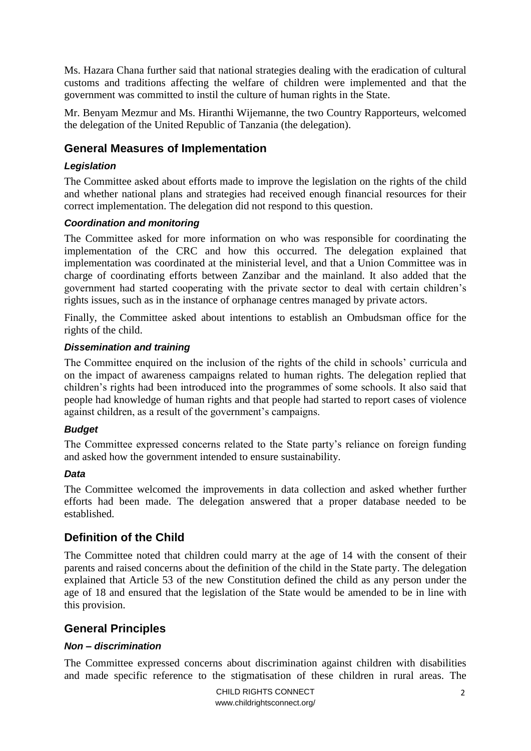Ms. Hazara Chana further said that national strategies dealing with the eradication of cultural customs and traditions affecting the welfare of children were implemented and that the government was committed to instil the culture of human rights in the State.

Mr. Benyam Mezmur and Ms. Hiranthi Wijemanne, the two Country Rapporteurs, welcomed the delegation of the United Republic of Tanzania (the delegation).

## General Measures of Implementation

### *Legislation*

The Committee asked about efforts made to improve the legislation on the rights of the child and whether national plans and strategies had received enough financial resources for their correct implementation. The delegation did not respond to this question.

### *Coordination and monitoring*

The Committee asked for more information on who was responsible for coordinating the implementation of the CRC and how this occurred. The delegation explained that implementation was coordinated at the ministerial level, and that a Union Committee was in charge of coordinating efforts between Zanzibar and the mainland. It also added that the government had started cooperating with the private sector to deal with certain children's rights issues, such as in the instance of orphanage centres managed by private actors.

Finally, the Committee asked about intentions to establish an Ombudsman office for the rights of the child.

### *Dissemination and training*

The Committee enquired on the inclusion of the rights of the child in schools' curricula and on the impact of awareness campaigns related to human rights. The delegation replied that children's rights had been introduced into the programmes of some schools. It also said that people had knowledge of human rights and that people had started to report cases of violence against children, as a result of the government's campaigns.

### *Budget*

The Committee expressed concerns related to the State party's reliance on foreign funding and asked how the government intended to ensure sustainability.

### *Data*

The Committee welcomed the improvements in data collection and asked whether further efforts had been made. The delegation answered that a proper database needed to be established.

## Definition of the Child

The Committee noted that children could marry at the age of 14 with the consent of their parents and raised concerns about the definition of the child in the State party. The delegation explained that Article 53 of the new Constitution defined the child as any person under the age of 18 and ensured that the legislation of the State would be amended to be in line with this provision.

## General Principles

### *Non – discrimination*

The Committee expressed concerns about discrimination against children with disabilities and made specific reference to the stigmatisation of these children in rural areas. The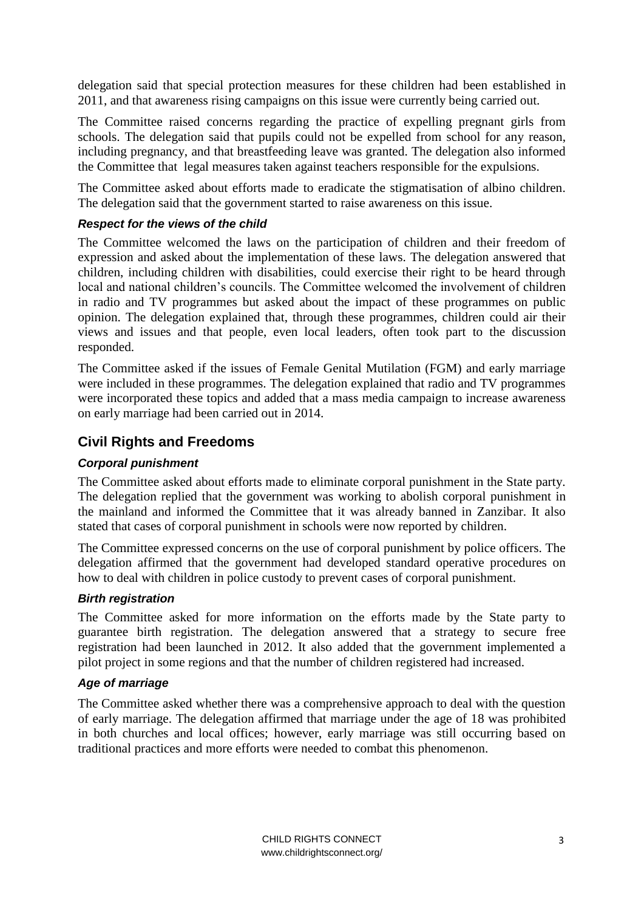delegation said that special protection measures for these children had been established in 2011, and that awareness rising campaigns on this issue were currently being carried out.

The Committee raised concerns regarding the practice of expelling pregnant girls from schools. The delegation said that pupils could not be expelled from school for any reason, including pregnancy, and that breastfeeding leave was granted. The delegation also informed the Committee that legal measures taken against teachers responsible for the expulsions.

The Committee asked about efforts made to eradicate the stigmatisation of albino children. The delegation said that the government started to raise awareness on this issue.

### *Respect for the views of the child*

The Committee welcomed the laws on the participation of children and their freedom of expression and asked about the implementation of these laws. The delegation answered that children, including children with disabilities, could exercise their right to be heard through local and national children's councils. The Committee welcomed the involvement of children in radio and TV programmes but asked about the impact of these programmes on public opinion. The delegation explained that, through these programmes, children could air their views and issues and that people, even local leaders, often took part to the discussion responded.

The Committee asked if the issues of Female Genital Mutilation (FGM) and early marriage were included in these programmes. The delegation explained that radio and TV programmes were incorporated these topics and added that a mass media campaign to increase awareness on early marriage had been carried out in 2014.

## Civil Rights and Freedoms

### *Corporal punishment*

The Committee asked about efforts made to eliminate corporal punishment in the State party. The delegation replied that the government was working to abolish corporal punishment in the mainland and informed the Committee that it was already banned in Zanzibar. It also stated that cases of corporal punishment in schools were now reported by children.

The Committee expressed concerns on the use of corporal punishment by police officers. The delegation affirmed that the government had developed standard operative procedures on how to deal with children in police custody to prevent cases of corporal punishment.

### *Birth registration*

The Committee asked for more information on the efforts made by the State party to guarantee birth registration. The delegation answered that a strategy to secure free registration had been launched in 2012. It also added that the government implemented a pilot project in some regions and that the number of children registered had increased.

### *Age of marriage*

The Committee asked whether there was a comprehensive approach to deal with the question of early marriage. The delegation affirmed that marriage under the age of 18 was prohibited in both churches and local offices; however, early marriage was still occurring based on traditional practices and more efforts were needed to combat this phenomenon.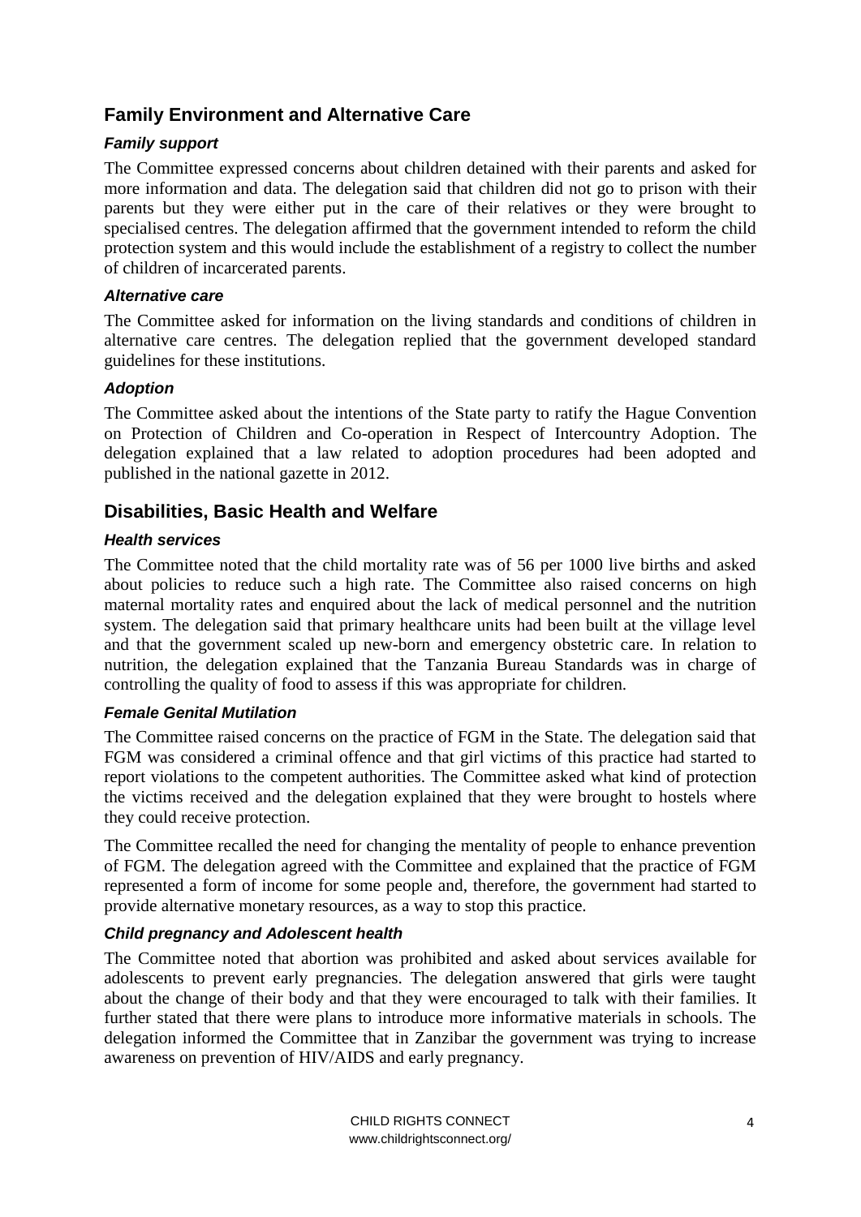## Family Environment and Alternative Care

### *Family support*

The Committee expressed concerns about children detained with their parents and asked for more information and data. The delegation said that children did not go to prison with their parents but they were either put in the care of their relatives or they were brought to specialised centres. The delegation affirmed that the government intended to reform the child protection system and this would include the establishment of a registry to collect the number of children of incarcerated parents.

### *Alternative care*

The Committee asked for information on the living standards and conditions of children in alternative care centres. The delegation replied that the government developed standard guidelines for these institutions.

### *Adoption*

The Committee asked about the intentions of the State party to ratify the Hague Convention on Protection of Children and Co-operation in Respect of Intercountry Adoption. The delegation explained that a law related to adoption procedures had been adopted and published in the national gazette in 2012.

## Disabilities, Basic Health and Welfare

### *Health services*

The Committee noted that the child mortality rate was of 56 per 1000 live births and asked about policies to reduce such a high rate. The Committee also raised concerns on high maternal mortality rates and enquired about the lack of medical personnel and the nutrition system. The delegation said that primary healthcare units had been built at the village level and that the government scaled up new-born and emergency obstetric care. In relation to nutrition, the delegation explained that the Tanzania Bureau Standards was in charge of controlling the quality of food to assess if this was appropriate for children.

### *Female Genital Mutilation*

The Committee raised concerns on the practice of FGM in the State. The delegation said that FGM was considered a criminal offence and that girl victims of this practice had started to report violations to the competent authorities. The Committee asked what kind of protection the victims received and the delegation explained that they were brought to hostels where they could receive protection.

The Committee recalled the need for changing the mentality of people to enhance prevention of FGM. The delegation agreed with the Committee and explained that the practice of FGM represented a form of income for some people and, therefore, the government had started to provide alternative monetary resources, as a way to stop this practice.

### *Child pregnancy and Adolescent health*

The Committee noted that abortion was prohibited and asked about services available for adolescents to prevent early pregnancies. The delegation answered that girls were taught about the change of their body and that they were encouraged to talk with their families. It further stated that there were plans to introduce more informative materials in schools. The delegation informed the Committee that in Zanzibar the government was trying to increase awareness on prevention of HIV/AIDS and early pregnancy.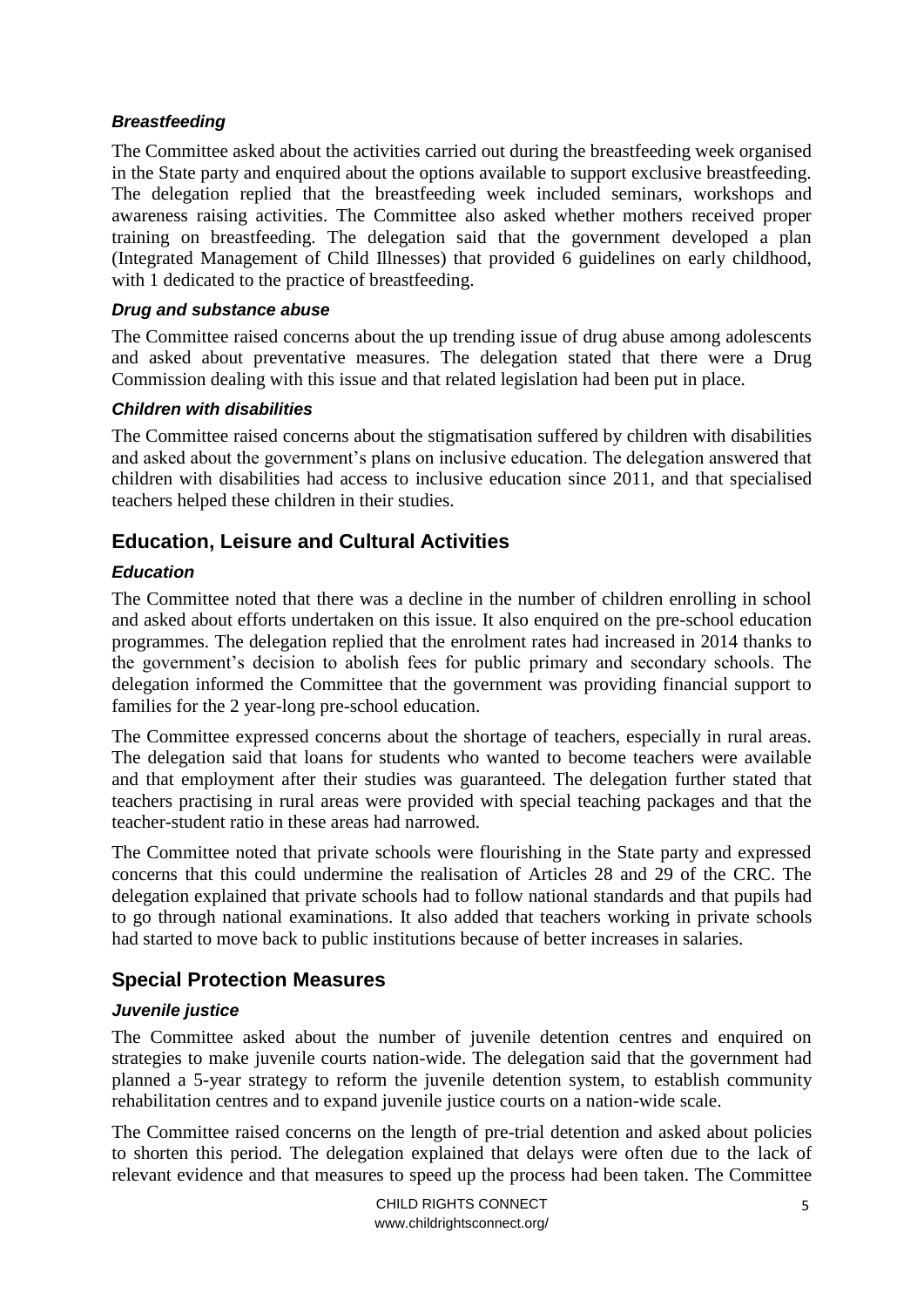### *Breastfeeding*

The Committee asked about the activities carried out during the breastfeeding week organised in the State party and enquired about the options available to support exclusive breastfeeding. The delegation replied that the breastfeeding week included seminars, workshops and awareness raising activities. The Committee also asked whether mothers received proper training on breastfeeding. The delegation said that the government developed a plan (Integrated Management of Child Illnesses) that provided 6 guidelines on early childhood, with 1 dedicated to the practice of breastfeeding.

### *Drug and substance abuse*

The Committee raised concerns about the up trending issue of drug abuse among adolescents and asked about preventative measures. The delegation stated that there were a Drug Commission dealing with this issue and that related legislation had been put in place.

### *Children with disabilities*

The Committee raised concerns about the stigmatisation suffered by children with disabilities and asked about the government's plans on inclusive education. The delegation answered that children with disabilities had access to inclusive education since 2011, and that specialised teachers helped these children in their studies.

## Education, Leisure and Cultural Activities

### *Education*

The Committee noted that there was a decline in the number of children enrolling in school and asked about efforts undertaken on this issue. It also enquired on the pre-school education programmes. The delegation replied that the enrolment rates had increased in 2014 thanks to the government's decision to abolish fees for public primary and secondary schools. The delegation informed the Committee that the government was providing financial support to families for the 2 year-long pre-school education.

The Committee expressed concerns about the shortage of teachers, especially in rural areas. The delegation said that loans for students who wanted to become teachers were available and that employment after their studies was guaranteed. The delegation further stated that teachers practising in rural areas were provided with special teaching packages and that the teacher-student ratio in these areas had narrowed.

The Committee noted that private schools were flourishing in the State party and expressed concerns that this could undermine the realisation of Articles 28 and 29 of the CRC. The delegation explained that private schools had to follow national standards and that pupils had to go through national examinations. It also added that teachers working in private schools had started to move back to public institutions because of better increases in salaries.

## Special Protection Measures

### *Juvenile justice*

The Committee asked about the number of juvenile detention centres and enquired on strategies to make juvenile courts nation-wide. The delegation said that the government had planned a 5-year strategy to reform the juvenile detention system, to establish community rehabilitation centres and to expand juvenile justice courts on a nation-wide scale.

The Committee raised concerns on the length of pre-trial detention and asked about policies to shorten this period. The delegation explained that delays were often due to the lack of relevant evidence and that measures to speed up the process had been taken. The Committee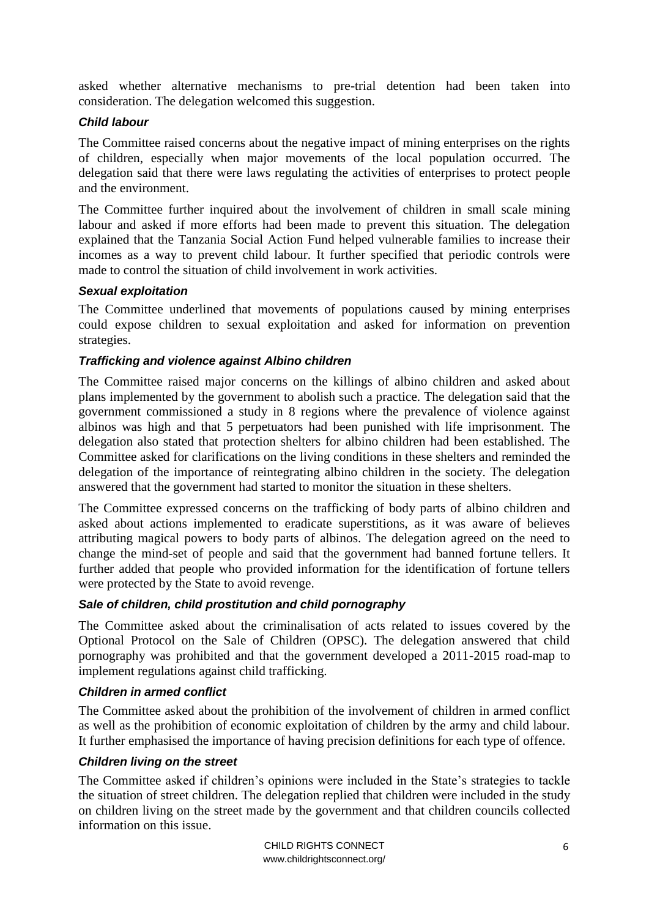asked whether alternative mechanisms to pre-trial detention had been taken into consideration. The delegation welcomed this suggestion.

### *Child labour*

The Committee raised concerns about the negative impact of mining enterprises on the rights of children, especially when major movements of the local population occurred. The delegation said that there were laws regulating the activities of enterprises to protect people and the environment.

The Committee further inquired about the involvement of children in small scale mining labour and asked if more efforts had been made to prevent this situation. The delegation explained that the Tanzania Social Action Fund helped vulnerable families to increase their incomes as a way to prevent child labour. It further specified that periodic controls were made to control the situation of child involvement in work activities.

### *Sexual exploitation*

The Committee underlined that movements of populations caused by mining enterprises could expose children to sexual exploitation and asked for information on prevention strategies.

### *Trafficking and violence against Albino children*

The Committee raised major concerns on the killings of albino children and asked about plans implemented by the government to abolish such a practice. The delegation said that the government commissioned a study in 8 regions where the prevalence of violence against albinos was high and that 5 perpetuators had been punished with life imprisonment. The delegation also stated that protection shelters for albino children had been established. The Committee asked for clarifications on the living conditions in these shelters and reminded the delegation of the importance of reintegrating albino children in the society. The delegation answered that the government had started to monitor the situation in these shelters.

The Committee expressed concerns on the trafficking of body parts of albino children and asked about actions implemented to eradicate superstitions, as it was aware of believes attributing magical powers to body parts of albinos. The delegation agreed on the need to change the mind-set of people and said that the government had banned fortune tellers. It further added that people who provided information for the identification of fortune tellers were protected by the State to avoid revenge.

### *Sale of children, child prostitution and child pornography*

The Committee asked about the criminalisation of acts related to issues covered by the Optional Protocol on the Sale of Children (OPSC). The delegation answered that child pornography was prohibited and that the government developed a 2011-2015 road-map to implement regulations against child trafficking.

### *Children in armed conflict*

The Committee asked about the prohibition of the involvement of children in armed conflict as well as the prohibition of economic exploitation of children by the army and child labour. It further emphasised the importance of having precision definitions for each type of offence.

### *Children living on the street*

The Committee asked if children's opinions were included in the State's strategies to tackle the situation of street children. The delegation replied that children were included in the study on children living on the street made by the government and that children councils collected information on this issue.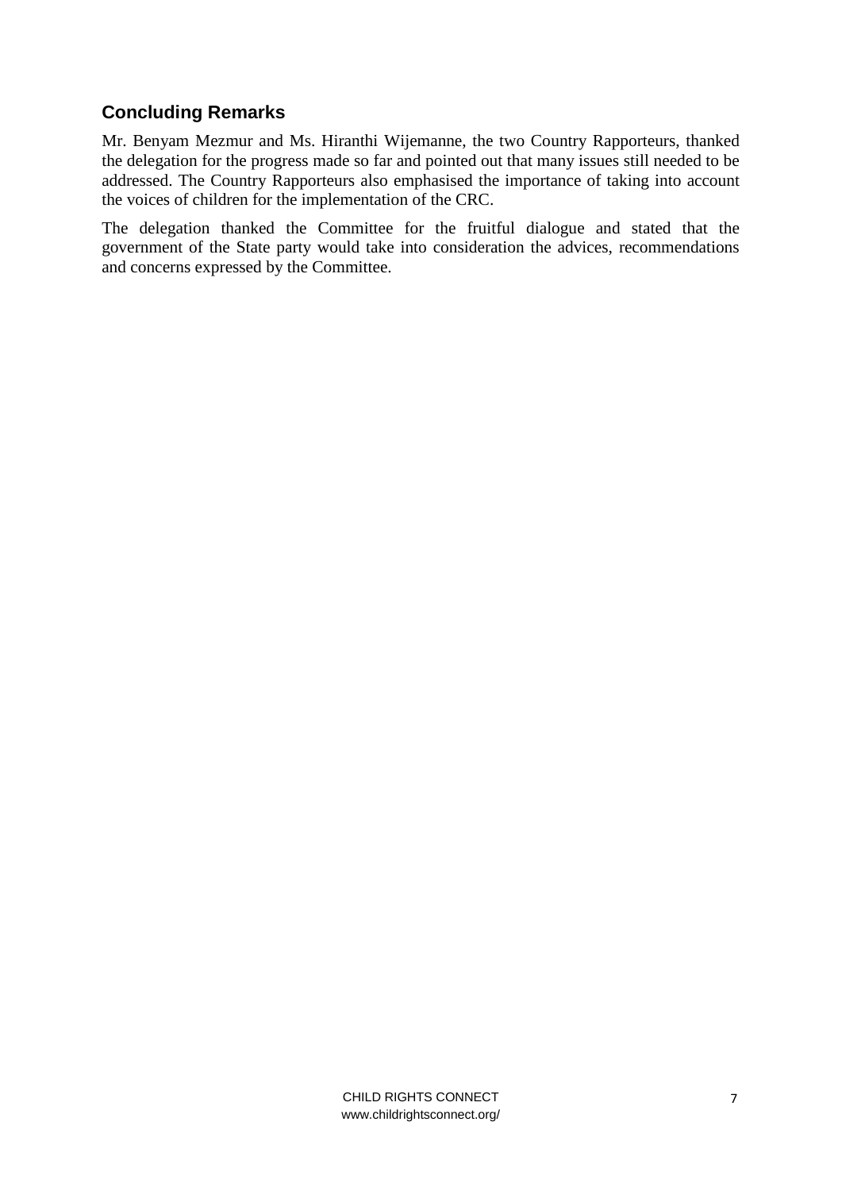## Concluding Remarks

Mr. Benyam Mezmur and Ms. Hiranthi Wijemanne, the two Country Rapporteurs, thanked the delegation for the progress made so far and pointed out that many issues still needed to be addressed. The Country Rapporteurs also emphasised the importance of taking into account the voices of children for the implementation of the CRC.

The delegation thanked the Committee for the fruitful dialogue and stated that the government of the State party would take into consideration the advices, recommendations and concerns expressed by the Committee.